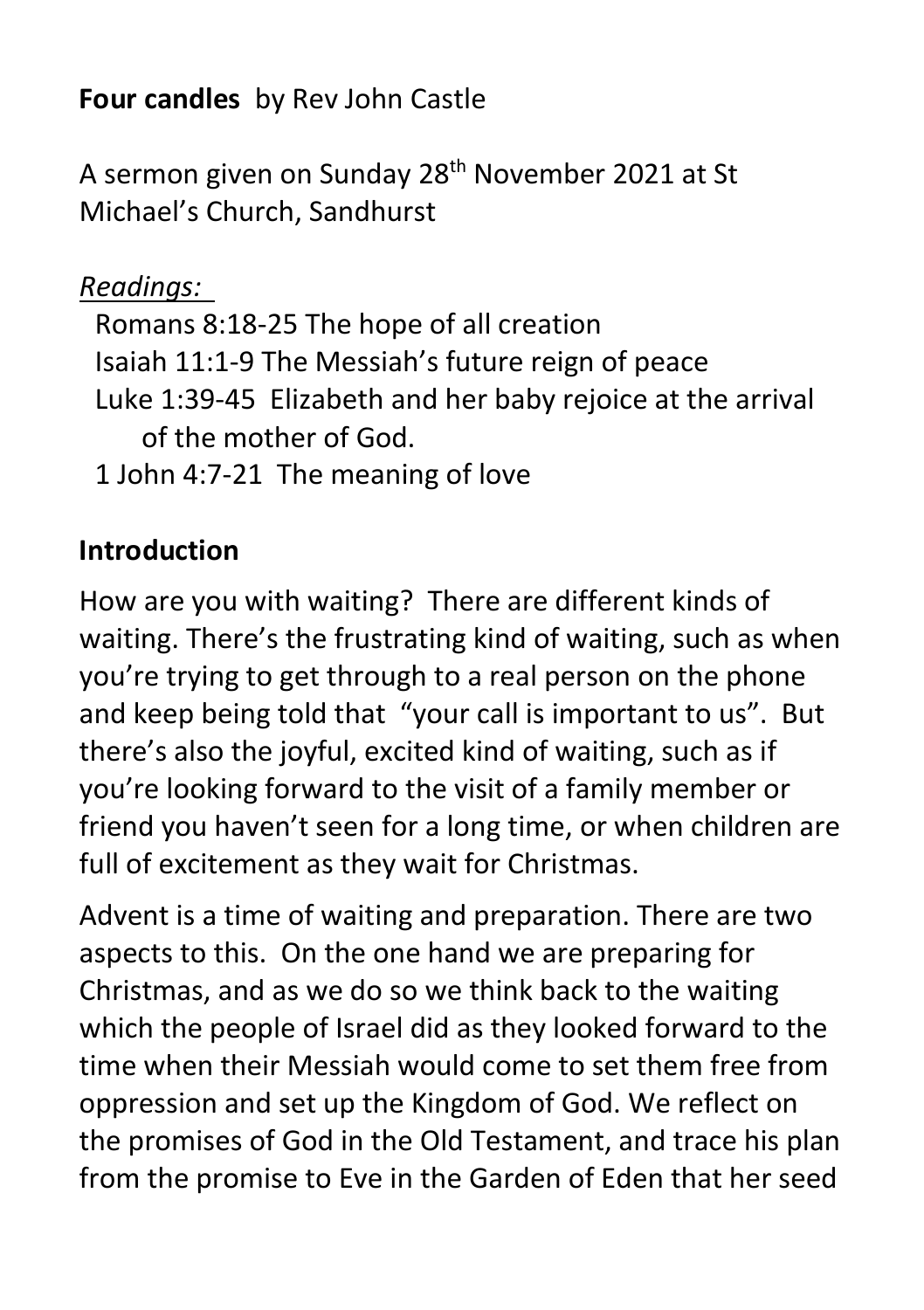**Four candles** by Rev John Castle

A sermon given on Sunday 28th November 2021 at St Michael's Church, Sandhurst

*Readings:*

Romans 8:18-25 The hope of all creation
Isaiah 11:1-9 The Messiah's future reign of peace
Luke 1:39-45 Elizabeth and her baby rejoice at the arrival of the mother of God.
1 John 4:7-21 The meaning of love

## Introduction

How are you with waiting? There are different kinds of waiting. There's the frustrating kind of waiting, such as when you're trying to get through to a real person on the phone and keep being told that "your call is important to us". But there's also the joyful, excited kind of waiting, such as if you're looking forward to the visit of a family member or friend you haven't seen for a long time, or when children are full of excitement as they wait for Christmas.

Advent is a time of waiting and preparation. There are two aspects to this. On the one hand we are preparing for Christmas, and as we do so we think back to the waiting which the people of Israel did as they looked forward to the time when their Messiah would come to set them free from oppression and set up the Kingdom of God. We reflect on the promises of God in the Old Testament, and trace his plan from the promise to Eve in the Garden of Eden that her seed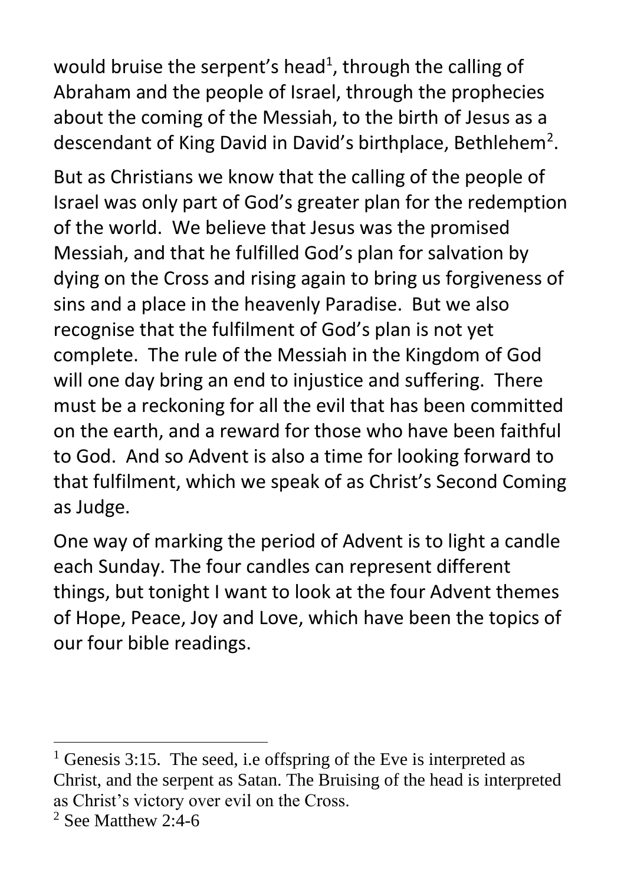would bruise the serpent's head[1], through the calling of Abraham and the people of Israel, through the prophecies about the coming of the Messiah, to the birth of Jesus as a descendant of King David in David's birthplace, Bethlehem[2].

But as Christians we know that the calling of the people of Israel was only part of God's greater plan for the redemption of the world. We believe that Jesus was the promised Messiah, and that he fulfilled God's plan for salvation by dying on the Cross and rising again to bring us forgiveness of sins and a place in the heavenly Paradise. But we also recognise that the fulfilment of God's plan is not yet complete. The rule of the Messiah in the Kingdom of God will one day bring an end to injustice and suffering. There must be a reckoning for all the evil that has been committed on the earth, and a reward for those who have been faithful to God. And so Advent is also a time for looking forward to that fulfilment, which we speak of as Christ's Second Coming as Judge.

One way of marking the period of Advent is to light a candle each Sunday. The four candles can represent different things, but tonight I want to look at the four Advent themes of Hope, Peace, Joy and Love, which have been the topics of our four bible readings.

---

[1] Genesis 3:15. The seed, i.e offspring of the Eve is interpreted as Christ, and the serpent as Satan. The Bruising of the head is interpreted as Christ's victory over evil on the Cross.

[2] See Matthew 2:4-6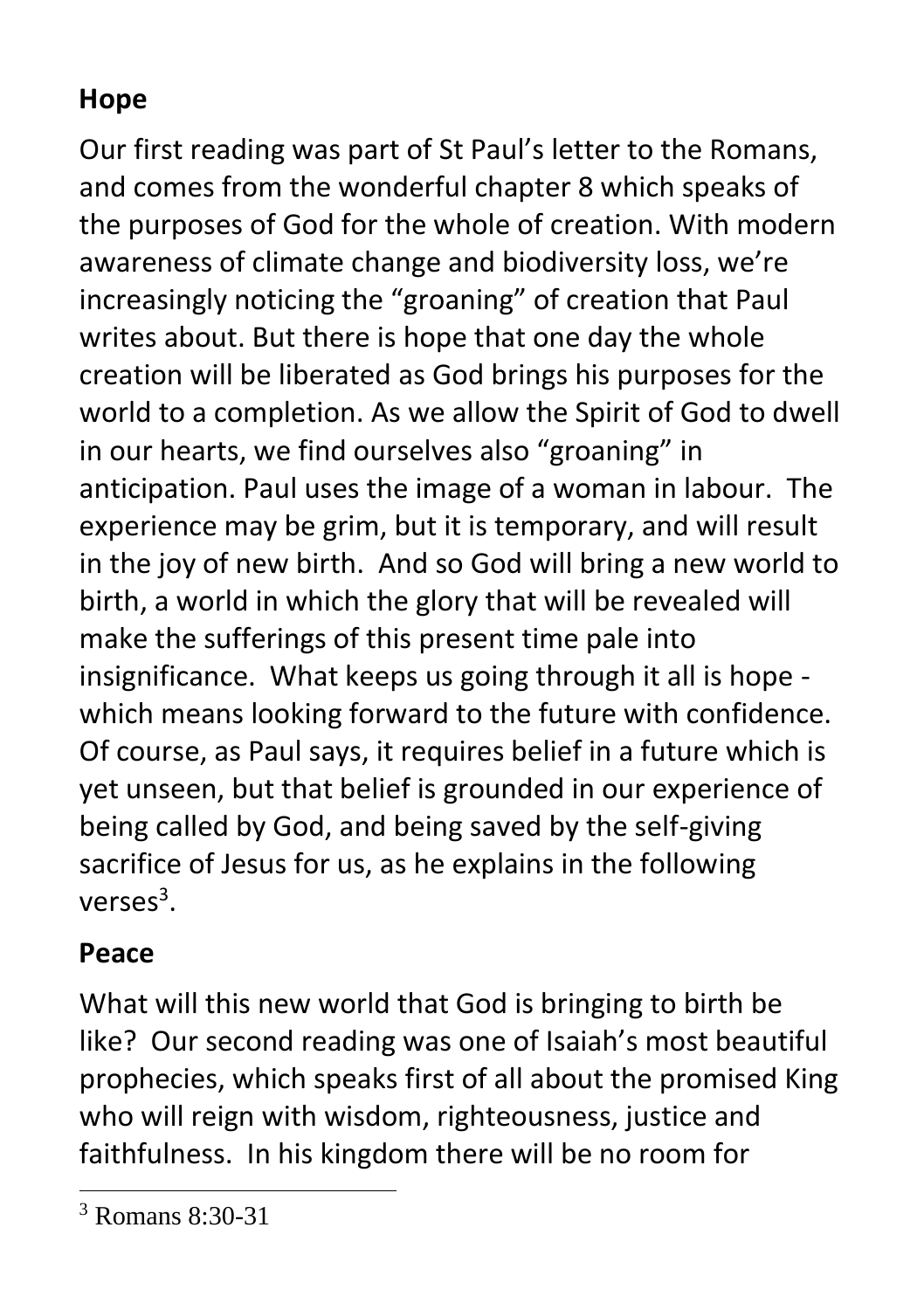## Hope

Our first reading was part of St Paul's letter to the Romans, and comes from the wonderful chapter 8 which speaks of the purposes of God for the whole of creation. With modern awareness of climate change and biodiversity loss, we're increasingly noticing the "groaning" of creation that Paul writes about. But there is hope that one day the whole creation will be liberated as God brings his purposes for the world to a completion. As we allow the Spirit of God to dwell in our hearts, we find ourselves also "groaning" in anticipation. Paul uses the image of a woman in labour. The experience may be grim, but it is temporary, and will result in the joy of new birth. And so God will bring a new world to birth, a world in which the glory that will be revealed will make the sufferings of this present time pale into insignificance. What keeps us going through it all is hope - which means looking forward to the future with confidence. Of course, as Paul says, it requires belief in a future which is yet unseen, but that belief is grounded in our experience of being called by God, and being saved by the self-giving sacrifice of Jesus for us, as he explains in the following verses[3].

## Peace

What will this new world that God is bringing to birth be like? Our second reading was one of Isaiah's most beautiful prophecies, which speaks first of all about the promised King who will reign with wisdom, righteousness, justice and faithfulness. In his kingdom there will be no room for

---

[3] Romans 8:30-31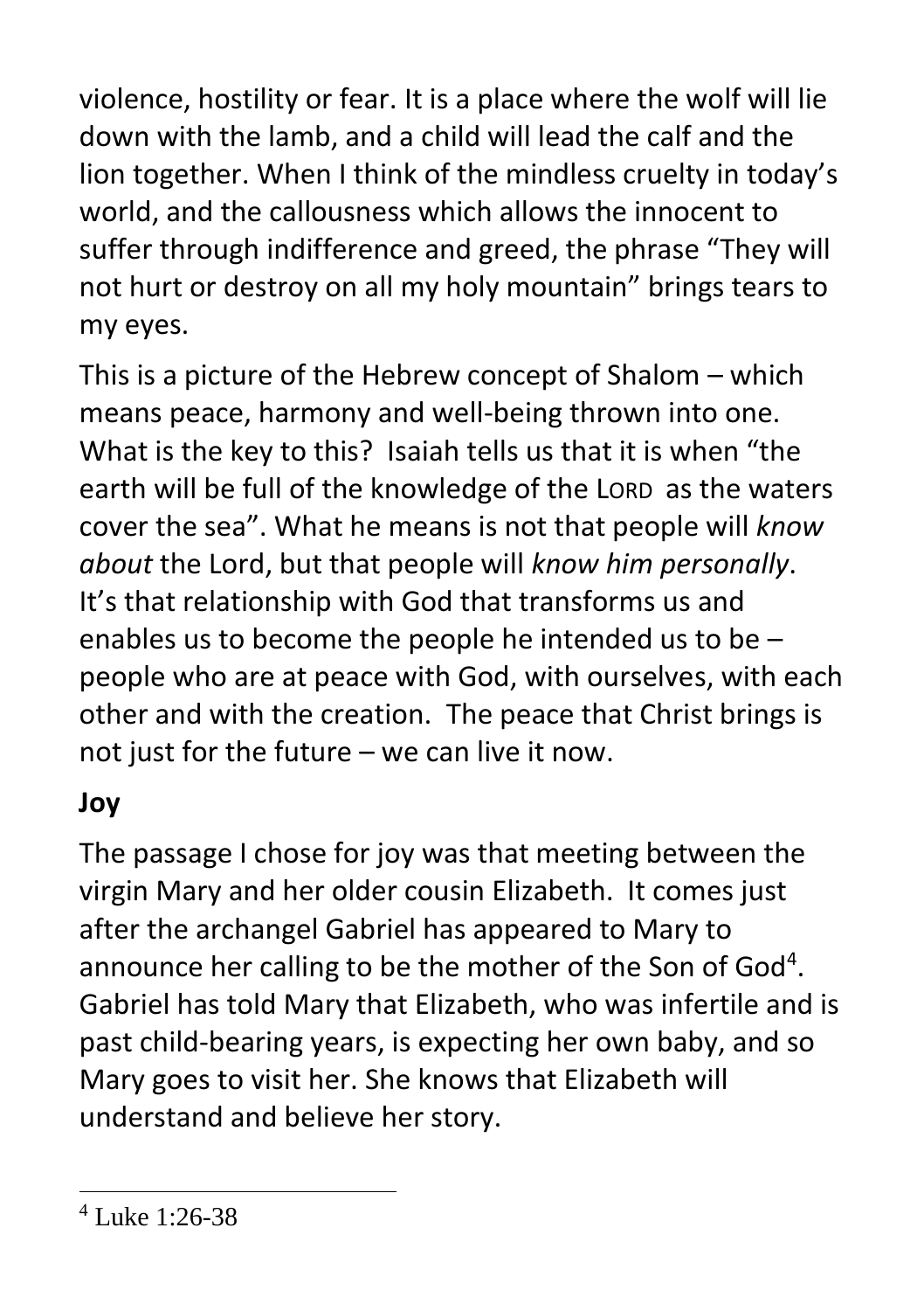violence, hostility or fear. It is a place where the wolf will lie down with the lamb, and a child will lead the calf and the lion together. When I think of the mindless cruelty in today's world, and the callousness which allows the innocent to suffer through indifference and greed, the phrase "They will not hurt or destroy on all my holy mountain" brings tears to my eyes.

This is a picture of the Hebrew concept of Shalom – which means peace, harmony and well-being thrown into one. What is the key to this? Isaiah tells us that it is when "the earth will be full of the knowledge of the LORD as the waters cover the sea". What he means is not that people will *know about* the Lord, but that people will *know him personally*. It's that relationship with God that transforms us and enables us to become the people he intended us to be – people who are at peace with God, with ourselves, with each other and with the creation. The peace that Christ brings is not just for the future – we can live it now.

## Joy

The passage I chose for joy was that meeting between the virgin Mary and her older cousin Elizabeth. It comes just after the archangel Gabriel has appeared to Mary to announce her calling to be the mother of the Son of God[4]. Gabriel has told Mary that Elizabeth, who was infertile and is past child-bearing years, is expecting her own baby, and so Mary goes to visit her. She knows that Elizabeth will understand and believe her story.

---

[4] Luke 1:26-38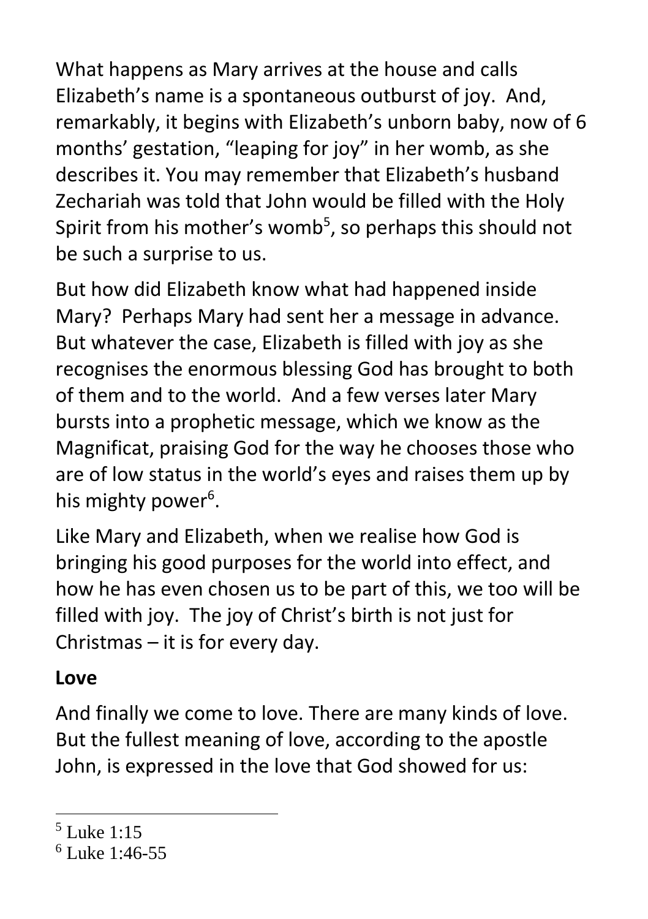What happens as Mary arrives at the house and calls Elizabeth's name is a spontaneous outburst of joy. And, remarkably, it begins with Elizabeth's unborn baby, now of 6 months' gestation, "leaping for joy" in her womb, as she describes it. You may remember that Elizabeth's husband Zechariah was told that John would be filled with the Holy Spirit from his mother's womb[5], so perhaps this should not be such a surprise to us.

But how did Elizabeth know what had happened inside Mary? Perhaps Mary had sent her a message in advance. But whatever the case, Elizabeth is filled with joy as she recognises the enormous blessing God has brought to both of them and to the world. And a few verses later Mary bursts into a prophetic message, which we know as the Magnificat, praising God for the way he chooses those who are of low status in the world's eyes and raises them up by his mighty power[6].

Like Mary and Elizabeth, when we realise how God is bringing his good purposes for the world into effect, and how he has even chosen us to be part of this, we too will be filled with joy. The joy of Christ's birth is not just for Christmas – it is for every day.

**Love**

And finally we come to love. There are many kinds of love. But the fullest meaning of love, according to the apostle John, is expressed in the love that God showed for us:

---

[5] Luke 1:15

[6] Luke 1:46-55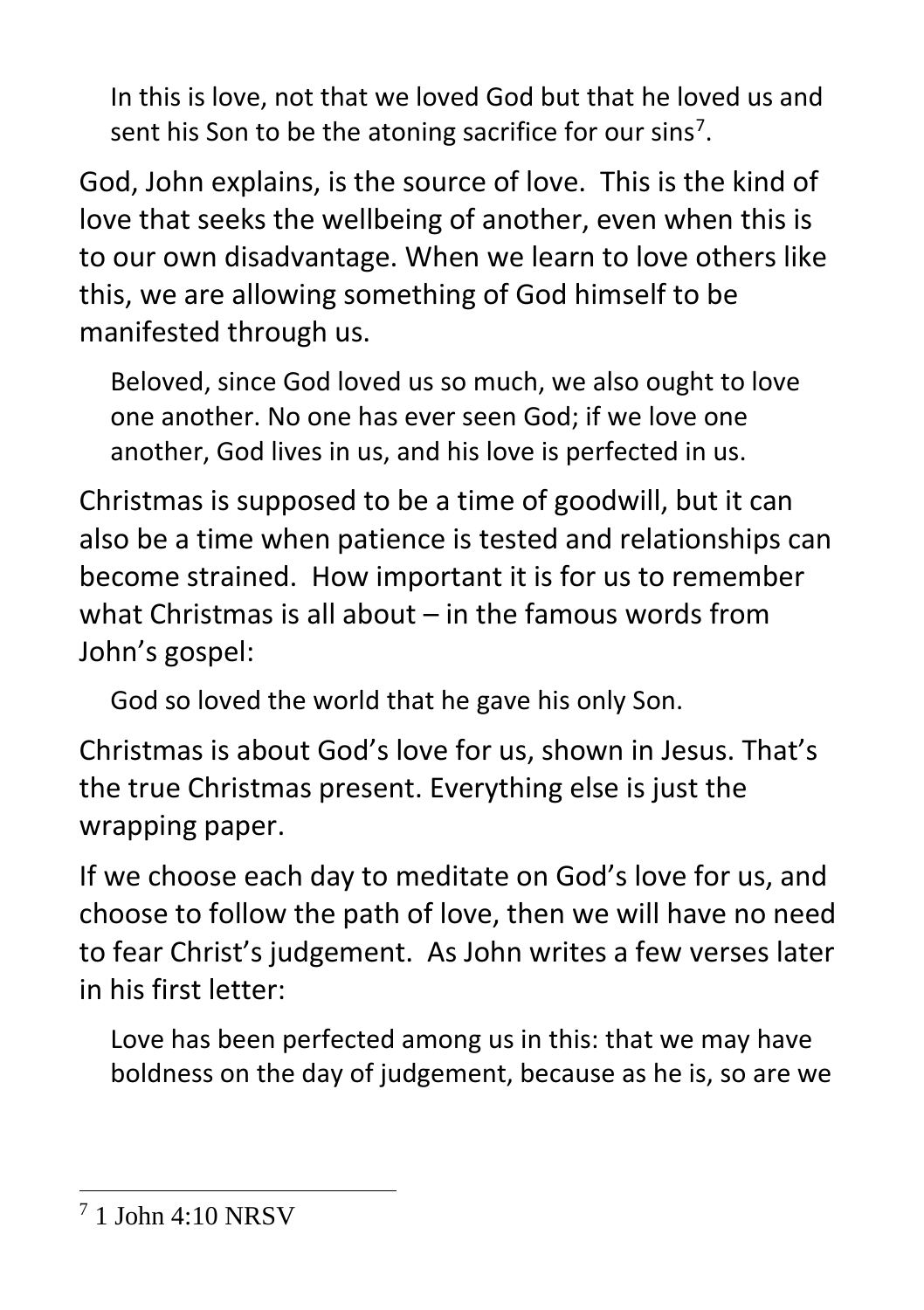> In this is love, not that we loved God but that he loved us and sent his Son to be the atoning sacrifice for our sins[7].

God, John explains, is the source of love. This is the kind of love that seeks the wellbeing of another, even when this is to our own disadvantage. When we learn to love others like this, we are allowing something of God himself to be manifested through us.

> Beloved, since God loved us so much, we also ought to love one another. No one has ever seen God; if we love one another, God lives in us, and his love is perfected in us.

Christmas is supposed to be a time of goodwill, but it can also be a time when patience is tested and relationships can become strained. How important it is for us to remember what Christmas is all about – in the famous words from John's gospel:

> God so loved the world that he gave his only Son.

Christmas is about God's love for us, shown in Jesus. That's the true Christmas present. Everything else is just the wrapping paper.

If we choose each day to meditate on God's love for us, and choose to follow the path of love, then we will have no need to fear Christ's judgement. As John writes a few verses later in his first letter:

> Love has been perfected among us in this: that we may have boldness on the day of judgement, because as he is, so are we

---

[7] 1 John 4:10 NRSV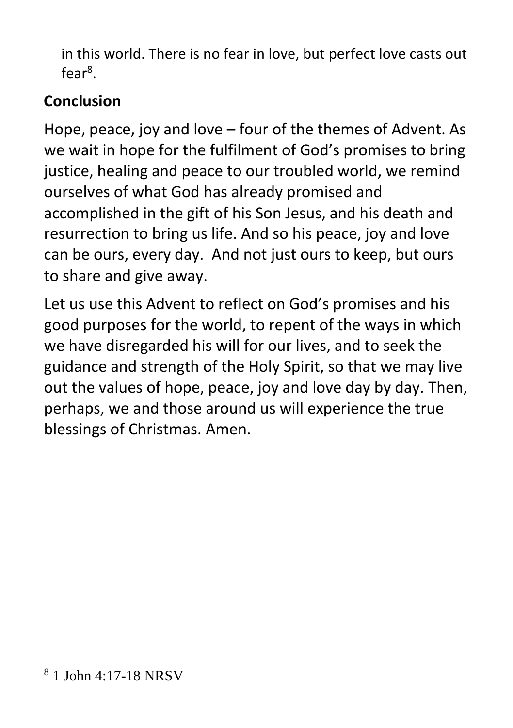in this world. There is no fear in love, but perfect love casts out fear[8].

## Conclusion

Hope, peace, joy and love – four of the themes of Advent. As we wait in hope for the fulfilment of God's promises to bring justice, healing and peace to our troubled world, we remind ourselves of what God has already promised and accomplished in the gift of his Son Jesus, and his death and resurrection to bring us life. And so his peace, joy and love can be ours, every day. And not just ours to keep, but ours to share and give away.

Let us use this Advent to reflect on God's promises and his good purposes for the world, to repent of the ways in which we have disregarded his will for our lives, and to seek the guidance and strength of the Holy Spirit, so that we may live out the values of hope, peace, joy and love day by day. Then, perhaps, we and those around us will experience the true blessings of Christmas. Amen.

---

[8] 1 John 4:17-18 NRSV